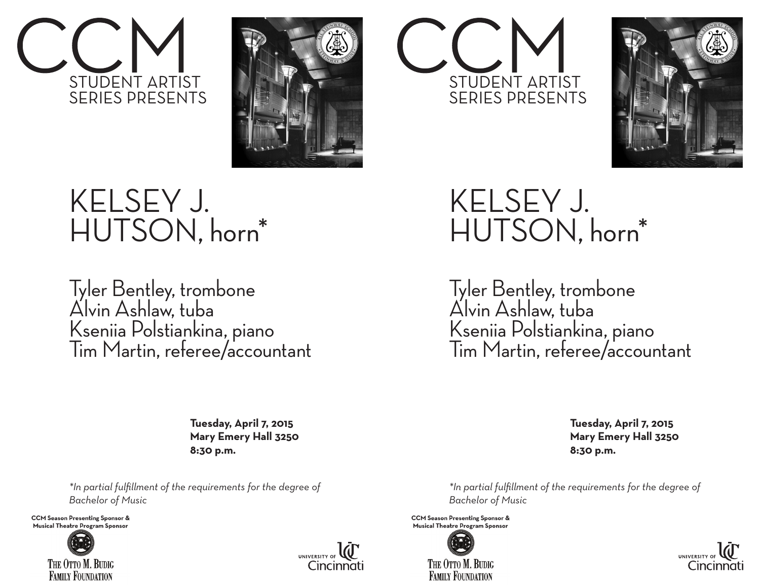# CCM

STUDENT ARTIST SERIES PRESENTS

# KELSEY J. HUTSON, horn*

Tyler Bentley, trombone
Alvin Ashlaw, tuba
Kseniia Polstiankina, piano
Tim Martin, referee/accountant

**Tuesday, April 7, 2015**
**Mary Emery Hall 3250**
**8:30 p.m.**

*\*In partial fulfillment of the requirements for the degree of Bachelor of Music*

**CCM Season Presenting Sponsor & Musical Theatre Program Sponsor**

THE OTTO M. BUDIG FAMILY FOUNDATION

UNIVERSITY OF Cincinnati

# CCM

STUDENT ARTIST SERIES PRESENTS

# KELSEY J. HUTSON, horn*

Tyler Bentley, trombone
Alvin Ashlaw, tuba
Kseniia Polstiankina, piano
Tim Martin, referee/accountant

**Tuesday, April 7, 2015**
**Mary Emery Hall 3250**
**8:30 p.m.**

*\*In partial fulfillment of the requirements for the degree of Bachelor of Music*

**CCM Season Presenting Sponsor & Musical Theatre Program Sponsor**

THE OTTO M. BUDIG FAMILY FOUNDATION

UNIVERSITY OF Cincinnati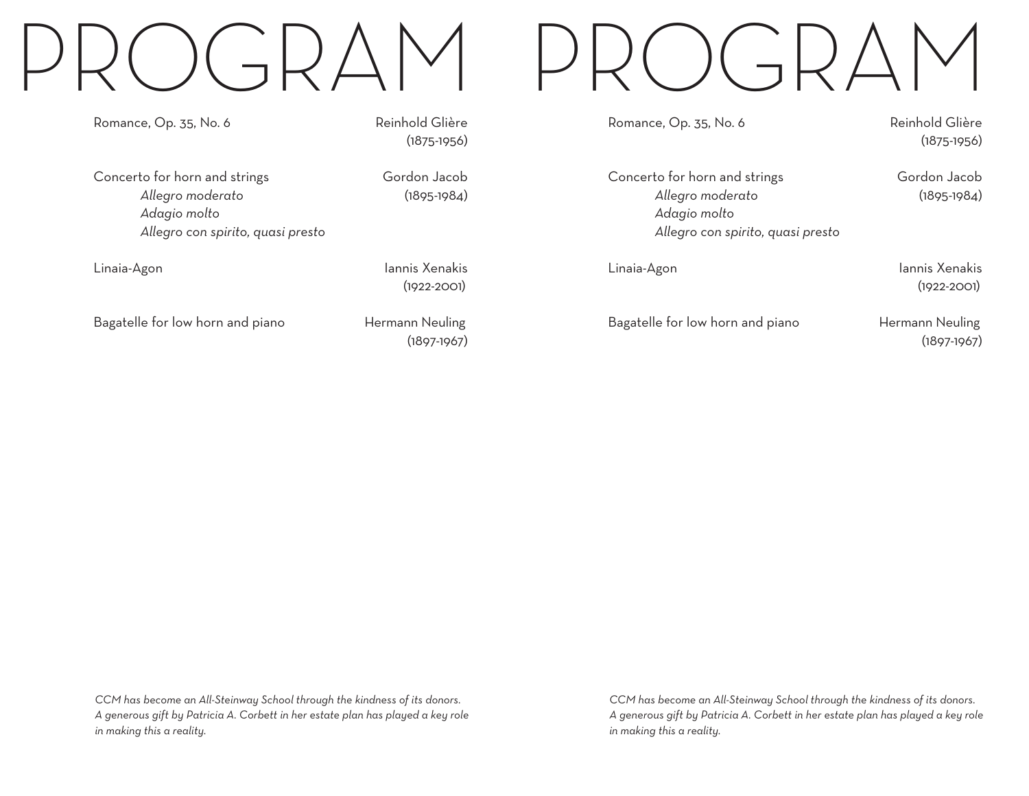# PROGRAM

| | |
|---|---|
| Romance, Op. 35, No. 6 | Reinhold Glière (1875-1956) |
| Concerto for horn and strings<br>*Allegro moderato*<br>*Adagio molto*<br>*Allegro con spirito, quasi presto* | Gordon Jacob (1895-1984) |
| Linaia-Agon | Iannis Xenakis (1922-2001) |
| Bagatelle for low horn and piano | Hermann Neuling (1897-1967) |

*CCM has become an All-Steinway School through the kindness of its donors. A generous gift by Patricia A. Corbett in her estate plan has played a key role in making this a reality.*

# PROGRAM

| | |
|---|---|
| Romance, Op. 35, No. 6 | Reinhold Glière (1875-1956) |
| Concerto for horn and strings<br>*Allegro moderato*<br>*Adagio molto*<br>*Allegro con spirito, quasi presto* | Gordon Jacob (1895-1984) |
| Linaia-Agon | Iannis Xenakis (1922-2001) |
| Bagatelle for low horn and piano | Hermann Neuling (1897-1967) |

*CCM has become an All-Steinway School through the kindness of its donors. A generous gift by Patricia A. Corbett in her estate plan has played a key role in making this a reality.*